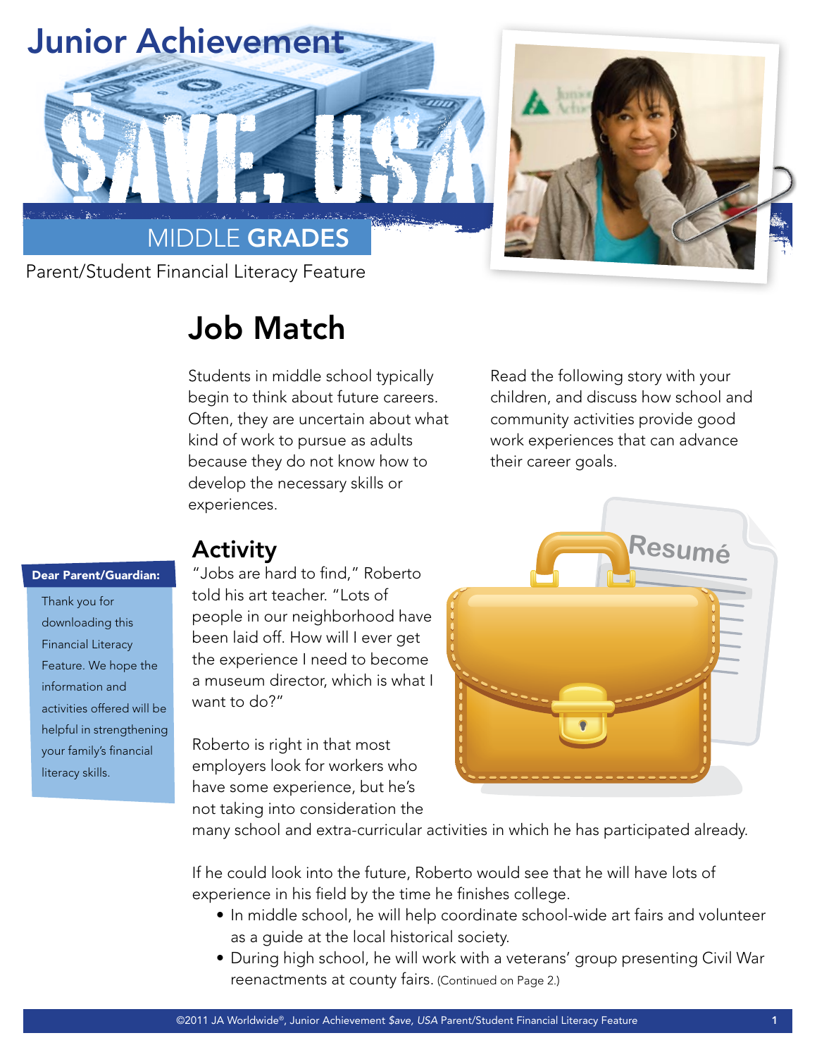# Junior Achievement

# $ave, USA

MIDDLE **GRADES**

Parent/Student Financial Literacy Feature

## Job Match

Students in middle school typically begin to think about future careers. Often, they are uncertain about what kind of work to pursue as adults because they do not know how to develop the necessary skills or experiences.

Read the following story with your children, and discuss how school and community activities provide good work experiences that can advance their career goals.

**Dear Parent/Guardian:**

Thank you for downloading this Financial Literacy Feature. We hope the information and activities offered will be helpful in strengthening your family's financial literacy skills.

### Activity

"Jobs are hard to find," Roberto told his art teacher. "Lots of people in our neighborhood have been laid off. How will I ever get the experience I need to become a museum director, which is what I want to do?"

Roberto is right in that most employers look for workers who have some experience, but he's not taking into consideration the many school and extra-curricular activities in which he has participated already.

If he could look into the future, Roberto would see that he will have lots of experience in his field by the time he finishes college.

- In middle school, he will help coordinate school-wide art fairs and volunteer as a guide at the local historical society.
- During high school, he will work with a veterans' group presenting Civil War reenactments at county fairs. (Continued on Page 2.)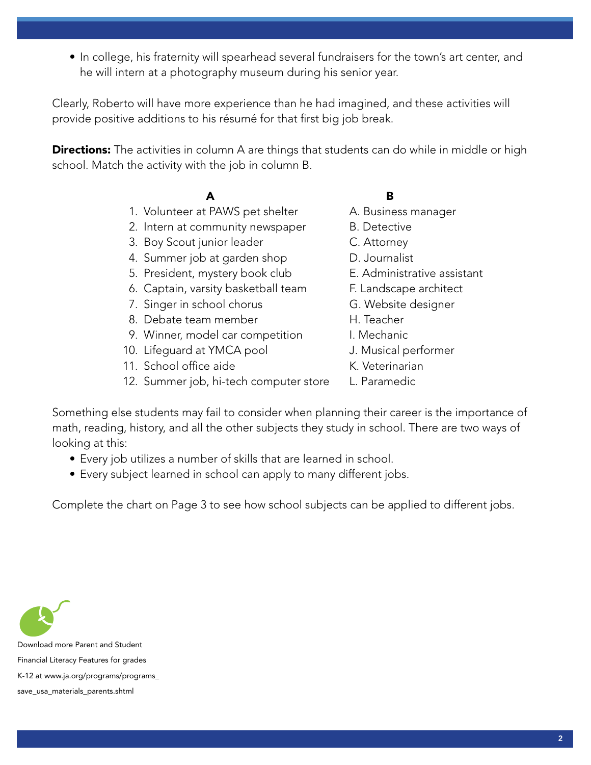- In college, his fraternity will spearhead several fundraisers for the town's art center, and he will intern at a photography museum during his senior year.

Clearly, Roberto will have more experience than he had imagined, and these activities will provide positive additions to his résumé for that first big job break.

**Directions:** The activities in column A are things that students can do while in middle or high school. Match the activity with the job in column B.

| A | B |
| --- | --- |
| 1. Volunteer at PAWS pet shelter | A. Business manager |
| 2. Intern at community newspaper | B. Detective |
| 3. Boy Scout junior leader | C. Attorney |
| 4. Summer job at garden shop | D. Journalist |
| 5. President, mystery book club | E. Administrative assistant |
| 6. Captain, varsity basketball team | F. Landscape architect |
| 7. Singer in school chorus | G. Website designer |
| 8. Debate team member | H. Teacher |
| 9. Winner, model car competition | I. Mechanic |
| 10. Lifeguard at YMCA pool | J. Musical performer |
| 11. School office aide | K. Veterinarian |
| 12. Summer job, hi-tech computer store | L. Paramedic |

Something else students may fail to consider when planning their career is the importance of math, reading, history, and all the other subjects they study in school. There are two ways of looking at this:

- Every job utilizes a number of skills that are learned in school.
- Every subject learned in school can apply to many different jobs.

Complete the chart on Page 3 to see how school subjects can be applied to different jobs.

Download more Parent and Student Financial Literacy Features for grades K-12 at www.ja.org/programs/programs_save_usa_materials_parents.shtml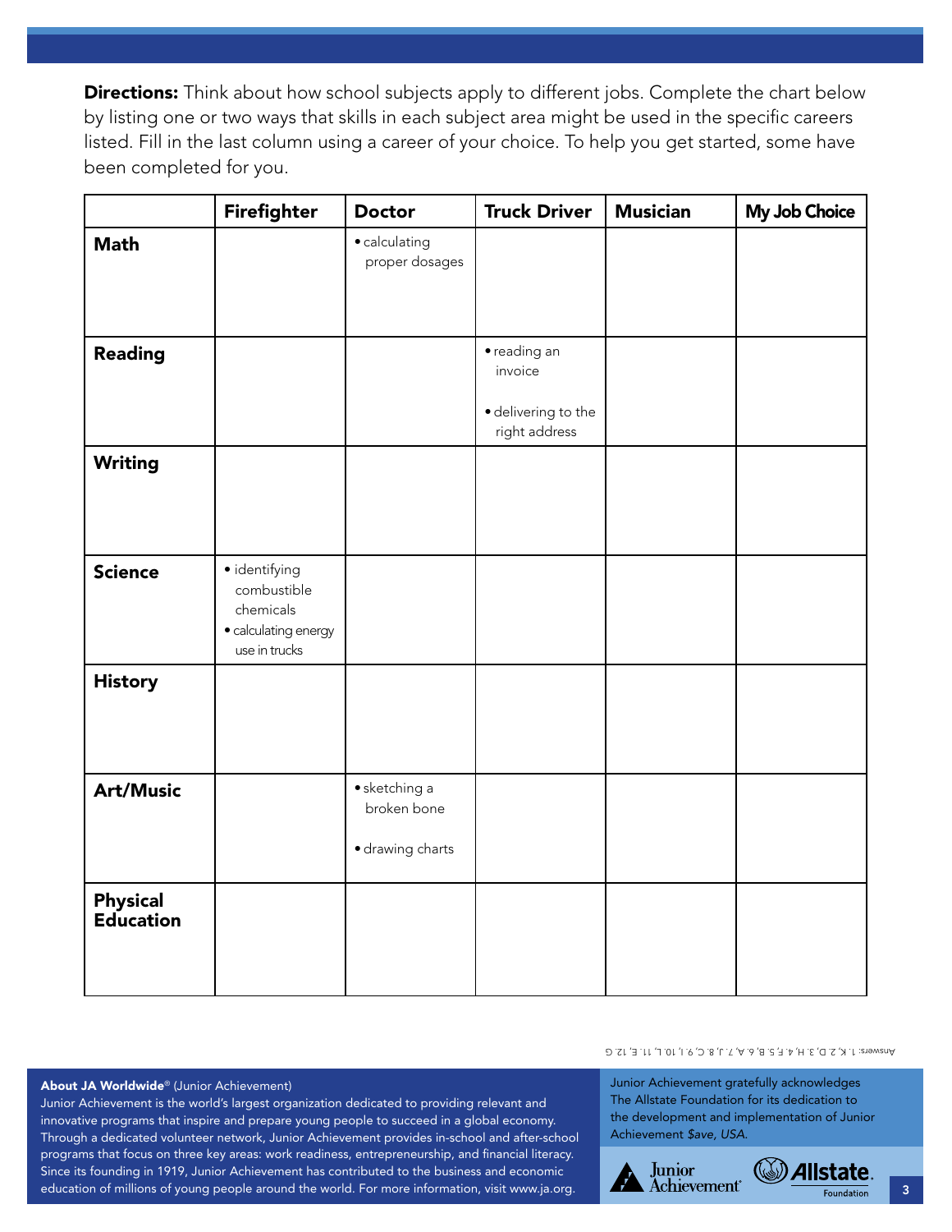**Directions:** Think about how school subjects apply to different jobs. Complete the chart below by listing one or two ways that skills in each subject area might be used in the specific careers listed. Fill in the last column using a career of your choice. To help you get started, some have been completed for you.

| | Firefighter | Doctor | Truck Driver | Musician | My Job Choice |
|---|---|---|---|---|---|
| **Math** | | • calculating proper dosages | | | |
| **Reading** | | | • reading an invoice<br>• delivering to the right address | | |
| **Writing** | | | | | |
| **Science** | • identifying combustible chemicals<br>• calculating energy use in trucks | | | | |
| **History** | | | | | |
| **Art/Music** | | • sketching a broken bone<br>• drawing charts | | | |
| **Physical Education** | | | | | |

Answers: 1. K, 2. D, 3. H, 4. F, 5. B, 6. A, 7. J, 8. C, 9. I, 10. L, 11. E, 12. G

**About JA Worldwide**® (Junior Achievement)
Junior Achievement is the world's largest organization dedicated to providing relevant and innovative programs that inspire and prepare young people to succeed in a global economy. Through a dedicated volunteer network, Junior Achievement provides in-school and after-school programs that focus on three key areas: work readiness, entrepreneurship, and financial literacy. Since its founding in 1919, Junior Achievement has contributed to the business and economic education of millions of young people around the world. For more information, visit www.ja.org.

Junior Achievement gratefully acknowledges The Allstate Foundation for its dedication to the development and implementation of Junior Achievement *$ave, USA.*

Junior Achievement

Allstate Foundation